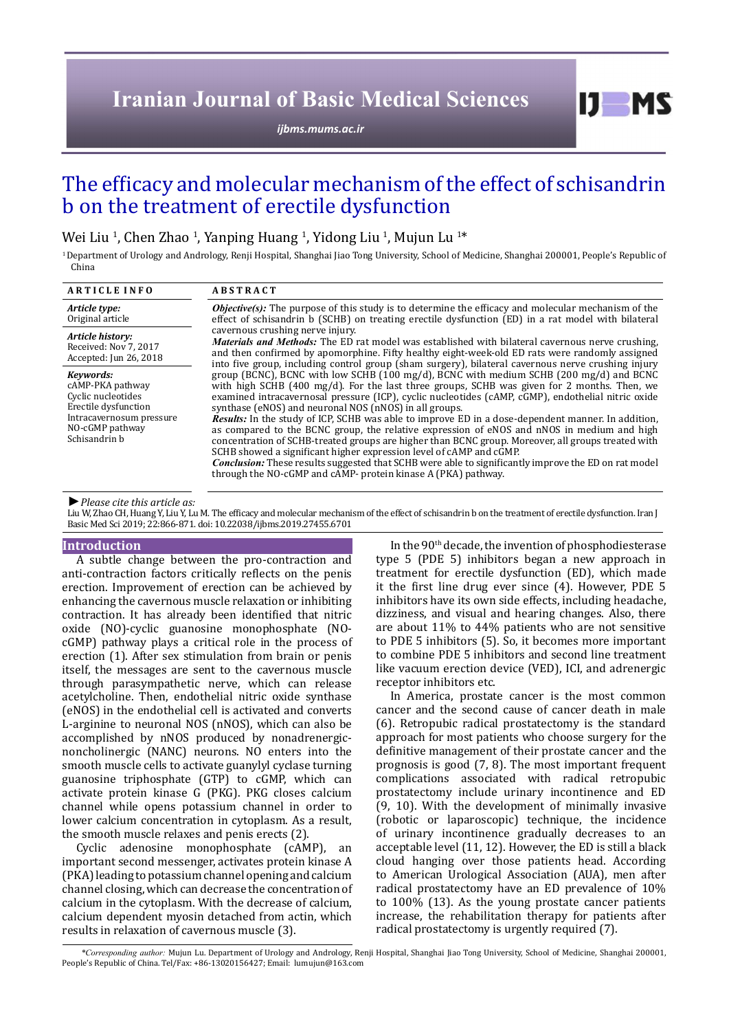# The efficacy and molecular mechanism of the effect of schisandrin b on the treatment of erectile dysfunction

Wei Liu [1], Chen Zhao [1], Yanping Huang [1], Yidong Liu [1], Mujun Lu [1*]

[1] Department of Urology and Andrology, Renji Hospital, Shanghai Jiao Tong University, School of Medicine, Shanghai 200001, People's Republic of China

**ARTICLE INFO**

*Article type:*
Original article

*Article history:*
Received: Nov 7, 2017
Accepted: Jun 26, 2018

*Keywords:*
cAMP-PKA pathway
Cyclic nucleotides
Erectile dysfunction
Intracavernosum pressure
NO-cGMP pathway
Schisandrin b

**ABSTRACT**

***Objective(s):*** The purpose of this study is to determine the efficacy and molecular mechanism of the effect of schisandrin b (SCHB) on treating erectile dysfunction (ED) in a rat model with bilateral cavernous crushing nerve injury.

***Materials and Methods:*** The ED rat model was established with bilateral cavernous nerve crushing, and then confirmed by apomorphine. Fifty healthy eight-week-old ED rats were randomly assigned into five group, including control group (sham surgery), bilateral cavernous nerve crushing injury group (BCNC), BCNC with low SCHB (100 mg/d), BCNC with medium SCHB (200 mg/d) and BCNC with high SCHB (400 mg/d). For the last three groups, SCHB was given for 2 months. Then, we examined intracavernosal pressure (ICP), cyclic nucleotides (cAMP, cGMP), endothelial nitric oxide synthase (eNOS) and neuronal NOS (nNOS) in all groups.

***Results:*** In the study of ICP, SCHB was able to improve ED in a dose-dependent manner. In addition, as compared to the BCNC group, the relative expression of eNOS and nNOS in medium and high concentration of SCHB-treated groups are higher than BCNC group. Moreover, all groups treated with SCHB showed a significant higher expression level of cAMP and cGMP.

***Conclusion:*** These results suggested that SCHB were able to significantly improve the ED on rat model through the NO-cGMP and cAMP- protein kinase A (PKA) pathway.

*► Please cite this article as:*
Liu W, Zhao CH, Huang Y, Liu Y, Lu M. The efficacy and molecular mechanism of the effect of schisandrin b on the treatment of erectile dysfunction. Iran J Basic Med Sci 2019; 22:866-871. doi: 10.22038/ijbms.2019.27455.6701

## Introduction

A subtle change between the pro-contraction and anti-contraction factors critically reflects on the penis erection. Improvement of erection can be achieved by enhancing the cavernous muscle relaxation or inhibiting contraction. It has already been identified that nitric oxide (NO)-cyclic guanosine monophosphate (NO-cGMP) pathway plays a critical role in the process of erection (1). After sex stimulation from brain or penis itself, the messages are sent to the cavernous muscle through parasympathetic nerve, which can release acetylcholine. Then, endothelial nitric oxide synthase (eNOS) in the endothelial cell is activated and converts L-arginine to neuronal NOS (nNOS), which can also be accomplished by nNOS produced by nonadrenergic-noncholinergic (NANC) neurons. NO enters into the smooth muscle cells to activate guanylyl cyclase turning guanosine triphosphate (GTP) to cGMP, which can activate protein kinase G (PKG). PKG closes calcium channel while opens potassium channel in order to lower calcium concentration in cytoplasm. As a result, the smooth muscle relaxes and penis erects (2).

Cyclic adenosine monophosphate (cAMP), an important second messenger, activates protein kinase A (PKA) leading to potassium channel opening and calcium channel closing, which can decrease the concentration of calcium in the cytoplasm. With the decrease of calcium, calcium dependent myosin detached from actin, which results in relaxation of cavernous muscle (3).

In the 90th decade, the invention of phosphodiesterase type 5 (PDE 5) inhibitors began a new approach in treatment for erectile dysfunction (ED), which made it the first line drug ever since (4). However, PDE 5 inhibitors have its own side effects, including headache, dizziness, and visual and hearing changes. Also, there are about 11% to 44% patients who are not sensitive to PDE 5 inhibitors (5). So, it becomes more important to combine PDE 5 inhibitors and second line treatment like vacuum erection device (VED), ICI, and adrenergic receptor inhibitors etc.

In America, prostate cancer is the most common cancer and the second cause of cancer death in male (6). Retropubic radical prostatectomy is the standard approach for most patients who choose surgery for the definitive management of their prostate cancer and the prognosis is good (7, 8). The most important frequent complications associated with radical retropubic prostatectomy include urinary incontinence and ED (9, 10). With the development of minimally invasive (robotic or laparoscopic) technique, the incidence of urinary incontinence gradually decreases to an acceptable level (11, 12). However, the ED is still a black cloud hanging over those patients head. According to American Urological Association (AUA), men after radical prostatectomy have an ED prevalence of 10% to 100% (13). As the young prostate cancer patients increase, the rehabilitation therapy for patients after radical prostatectomy is urgently required (7).

*\*Corresponding author:* Mujun Lu. Department of Urology and Andrology, Renji Hospital, Shanghai Jiao Tong University, School of Medicine, Shanghai 200001, People's Republic of China. Tel/Fax: +86-13020156427; Email: lumujun@163.com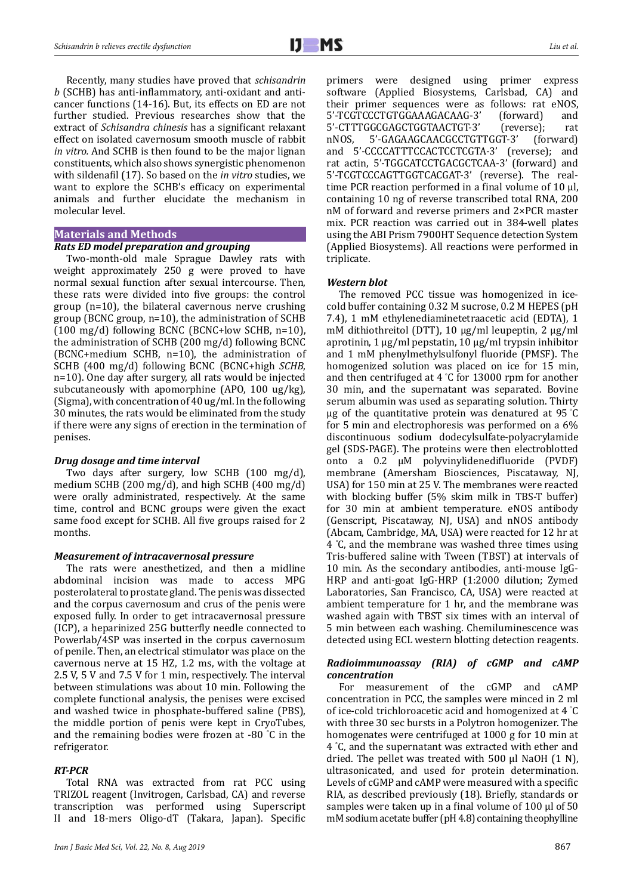Recently, many studies have proved that *schisandrin b* (SCHB) has anti-inflammatory, anti-oxidant and anti-cancer functions (14-16). But, its effects on ED are not further studied. Previous researches show that the extract of *Schisandra chinesis* has a significant relaxant effect on isolated cavernosum smooth muscle of rabbit *in vitro*. And SCHB is then found to be the major lignan constituents, which also shows synergistic phenomenon with sildenafil (17). So based on the *in vitro* studies, we want to explore the SCHB's efficacy on experimental animals and further elucidate the mechanism in molecular level.

## Materials and Methods

### *Rats ED model preparation and grouping*

Two-month-old male Sprague Dawley rats with weight approximately 250 g were proved to have normal sexual function after sexual intercourse. Then, these rats were divided into five groups: the control group (n=10), the bilateral cavernous nerve crushing group (BCNC group, n=10), the administration of SCHB (100 mg/d) following BCNC (BCNC+low SCHB, n=10), the administration of SCHB (200 mg/d) following BCNC (BCNC+medium SCHB, n=10), the administration of SCHB (400 mg/d) following BCNC (BCNC+high *SCHB*, n=10). One day after surgery, all rats would be injected subcutaneously with apomorphine (APO, 100 ug/kg), (Sigma), with concentration of 40 ug/ml. In the following 30 minutes, the rats would be eliminated from the study if there were any signs of erection in the termination of penises.

### *Drug dosage and time interval*

Two days after surgery, low SCHB (100 mg/d), medium SCHB (200 mg/d), and high SCHB (400 mg/d) were orally administrated, respectively. At the same time, control and BCNC groups were given the exact same food except for SCHB. All five groups raised for 2 months.

### *Measurement of intracavernosal pressure*

The rats were anesthetized, and then a midline abdominal incision was made to access MPG posterolateral to prostate gland. The penis was dissected and the corpus cavernosum and crus of the penis were exposed fully. In order to get intracavernosal pressure (ICP), a heparinized 25G butterfly needle connected to Powerlab/4SP was inserted in the corpus cavernosum of penile. Then, an electrical stimulator was place on the cavernous nerve at 15 HZ, 1.2 ms, with the voltage at 2.5 V, 5 V and 7.5 V for 1 min, respectively. The interval between stimulations was about 10 min. Following the complete functional analysis, the penises were excised and washed twice in phosphate-buffered saline (PBS), the middle portion of penis were kept in CryoTubes, and the remaining bodies were frozen at -80 ˚C in the refrigerator.

### *RT-PCR*

Total RNA was extracted from rat PCC using TRIZOL reagent (Invitrogen, Carlsbad, CA) and reverse transcription was performed using Superscript II and 18-mers Oligo-dT (Takara, Japan). Specific primers were designed using primer express software (Applied Biosystems, Carlsbad, CA) and their primer sequences were as follows: rat eNOS, 5'-TCGTCCCTGTGGAAAGACAAG-3' (forward) and 5'-CTTTGGCGAGCTGGTAACTGT-3' (reverse); rat nNOS, 5'-GAGAAGCAACGCCTGTTGGT-3' (forward) and 5'-CCCCATTTCCACTCCTCGTA-3' (reverse); and rat actin, 5'-TGGCATCCTGACGCTCAA-3' (forward) and 5'-TCGTCCCAGTTGGTCACGAT-3' (reverse). The real-time PCR reaction performed in a final volume of 10 μl, containing 10 ng of reverse transcribed total RNA, 200 nM of forward and reverse primers and 2×PCR master mix. PCR reaction was carried out in 384-well plates using the ABI Prism 7900HT Sequence detection System (Applied Biosystems). All reactions were performed in triplicate.

### *Western blot*

The removed PCC tissue was homogenized in ice-cold buffer containing 0.32 M sucrose, 0.2 M HEPES (pH 7.4), 1 mM ethylenediaminetetraacetic acid (EDTA), 1 mM dithiothreitol (DTT), 10 μg/ml leupeptin, 2 μg/ml aprotinin, 1 μg/ml pepstatin, 10 μg/ml trypsin inhibitor and 1 mM phenylmethylsulfonyl fluoride (PMSF). The homogenized solution was placed on ice for 15 min, and then centrifuged at 4 ˚C for 13000 rpm for another 30 min, and the supernatant was separated. Bovine serum albumin was used as separating solution. Thirty μg of the quantitative protein was denatured at 95 ˚C for 5 min and electrophoresis was performed on a 6% discontinuous sodium dodecylsulfate-polyacrylamide gel (SDS-PAGE). The proteins were then electroblotted onto a 0.2 μM polyvinylidenedifluoride (PVDF) membrane (Amersham Biosciences, Piscataway, NJ, USA) for 150 min at 25 V. The membranes were reacted with blocking buffer (5% skim milk in TBS-T buffer) for 30 min at ambient temperature. eNOS antibody (Genscript, Piscataway, NJ, USA) and nNOS antibody (Abcam, Cambridge, MA, USA) were reacted for 12 hr at 4 ˚C, and the membrane was washed three times using Tris-buffered saline with Tween (TBST) at intervals of 10 min. As the secondary antibodies, anti-mouse IgG-HRP and anti-goat IgG-HRP (1:2000 dilution; Zymed Laboratories, San Francisco, CA, USA) were reacted at ambient temperature for 1 hr, and the membrane was washed again with TBST six times with an interval of 5 min between each washing. Chemiluminescence was detected using ECL western blotting detection reagents.

### *Radioimmunoassay (RIA) of cGMP and cAMP concentration*

For measurement of the cGMP and cAMP concentration in PCC, the samples were minced in 2 ml of ice-cold trichloroacetic acid and homogenized at 4 ˚C with three 30 sec bursts in a Polytron homogenizer. The homogenates were centrifuged at 1000 g for 10 min at 4 ˚C, and the supernatant was extracted with ether and dried. The pellet was treated with 500 μl NaOH (1 N), ultrasonicated, and used for protein determination. Levels of cGMP and cAMP were measured with a specific RIA, as described previously (18). Briefly, standards or samples were taken up in a final volume of 100 μl of 50 mM sodium acetate buffer (pH 4.8) containing theophylline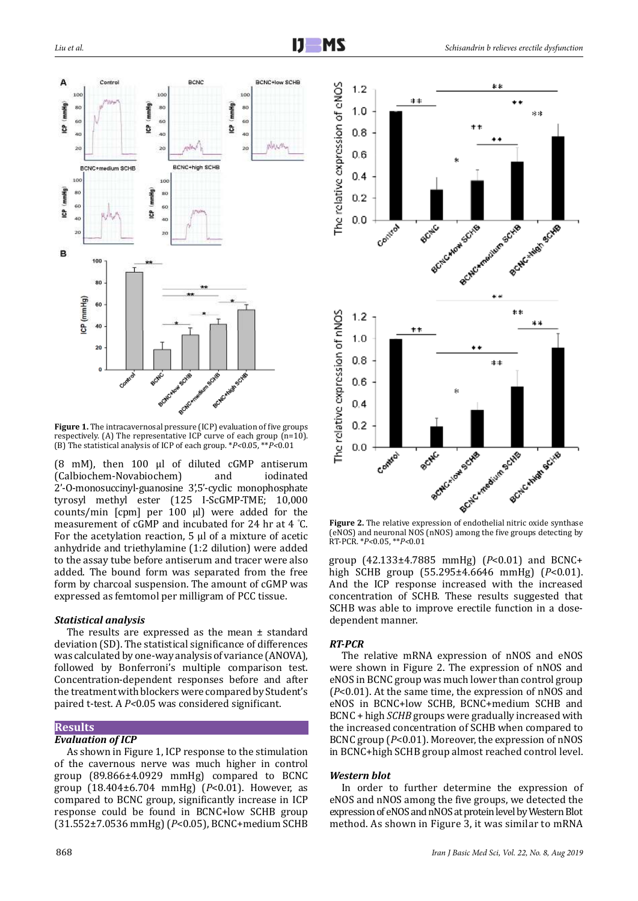**Figure 1.** The intracavernosal pressure (ICP) evaluation of five groups respectively. (A) The representative ICP curve of each group (n=10). (B) The statistical analysis of ICP of each group. \*$P<0.05$, \*\*$P<0.01$

(8 mM), then 100 μl of diluted cGMP antiserum (Calbiochem-Novabiochem) and iodinated 2'-O-monosuccinyl-guanosine 3',5'-cyclic monophosphate tyrosyl methyl ester (125 I-ScGMP-TME; 10,000 counts/min [cpm] per 100 μl) were added for the measurement of cGMP and incubated for 24 hr at 4 °C. For the acetylation reaction, 5 μl of a mixture of acetic anhydride and triethylamine (1:2 dilution) were added to the assay tube before antiserum and tracer were also added. The bound form was separated from the free form by charcoal suspension. The amount of cGMP was expressed as femtomol per milligram of PCC tissue.

### *Statistical analysis*

The results are expressed as the mean ± standard deviation (SD). The statistical significance of differences was calculated by one-way analysis of variance (ANOVA), followed by Bonferroni's multiple comparison test. Concentration-dependent responses before and after the treatment with blockers were compared by Student's paired t-test. A $P<0.05$ was considered significant.

## Results

### *Evaluation of ICP*

As shown in Figure 1, ICP response to the stimulation of the cavernous nerve was much higher in control group (89.866±4.0929 mmHg) compared to BCNC group (18.404±6.704 mmHg) ($P<0.01$). However, as compared to BCNC group, significantly increase in ICP response could be found in BCNC+low SCHB group (31.552±7.0536 mmHg) ($P<0.05$), BCNC+medium SCHB group (42.133±4.7885 mmHg) ($P<0.01$) and BCNC+high SCHB group (55.295±4.6646 mmHg) ($P<0.01$). And the ICP response increased with the increased concentration of SCHB. These results suggested that SCHB was able to improve erectile function in a dose-dependent manner.

**Figure 2.** The relative expression of endothelial nitric oxide synthase (eNOS) and neuronal NOS (nNOS) among the five groups detecting by RT-PCR. \*$P<0.05$, \*\*$P<0.01$

### *RT-PCR*

The relative mRNA expression of nNOS and eNOS were shown in Figure 2. The expression of nNOS and eNOS in BCNC group was much lower than control group ($P<0.01$). At the same time, the expression of nNOS and eNOS in BCNC+low SCHB, BCNC+medium SCHB and BCNC + high *SCHB* groups were gradually increased with the increased concentration of SCHB when compared to BCNC group ($P<0.01$). Moreover, the expression of nNOS in BCNC+high SCHB group almost reached control level.

### *Western blot*

In order to further determine the expression of eNOS and nNOS among the five groups, we detected the expression of eNOS and nNOS at protein level by Western Blot method. As shown in Figure 3, it was similar to mRNA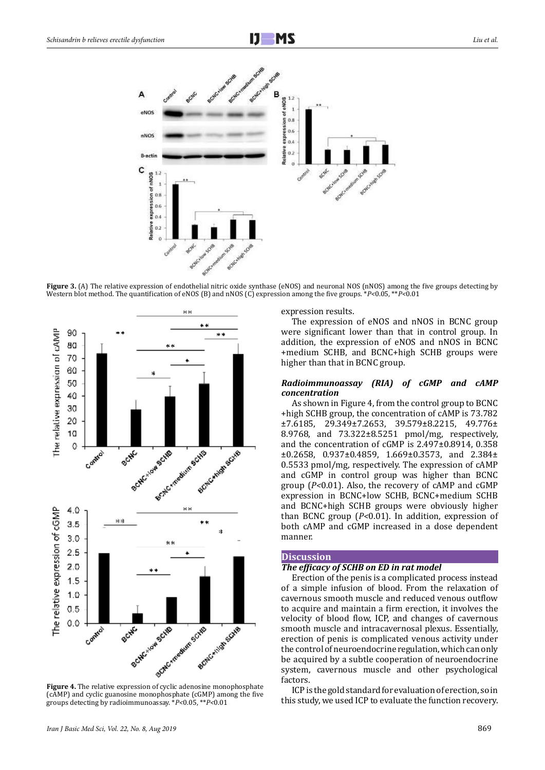**Figure 3.** (A) The relative expression of endothelial nitric oxide synthase (eNOS) and neuronal NOS (nNOS) among the five groups detecting by Western blot method. The quantification of eNOS (B) and nNOS (C) expression among the five groups. *$P$<0.05, **$P$<0.01

**Figure 4.** The relative expression of cyclic adenosine monophosphate (cAMP) and cyclic guanosine monophosphate (cGMP) among the five groups detecting by radioimmunoassay. *$P$<0.05, **$P$<0.01

expression results.

The expression of eNOS and nNOS in BCNC group were significant lower than that in control group. In addition, the expression of eNOS and nNOS in BCNC +medium SCHB, and BCNC+high SCHB groups were higher than that in BCNC group.

### *Radioimmunoassay (RIA) of cGMP and cAMP concentration*

As shown in Figure 4, from the control group to BCNC +high SCHB group, the concentration of cAMP is 73.782 ±7.6185, 29.349±7.2653, 39.579±8.2215, 49.776± 8.9768, and 73.322±8.5251 pmol/mg, respectively, and the concentration of cGMP is 2.497±0.8914, 0.358 ±0.2658, 0.937±0.4859, 1.669±0.3573, and 2.384± 0.5533 pmol/mg, respectively. The expression of cAMP and cGMP in control group was higher than BCNC group ($P$<0.01). Also, the recovery of cAMP and cGMP expression in BCNC+low SCHB, BCNC+medium SCHB and BCNC+high SCHB groups were obviously higher than BCNC group ($P$<0.01). In addition, expression of both cAMP and cGMP increased in a dose dependent manner.

## Discussion

### *The efficacy of SCHB on ED in rat model*

Erection of the penis is a complicated process instead of a simple infusion of blood. From the relaxation of cavernous smooth muscle and reduced venous outflow to acquire and maintain a firm erection, it involves the velocity of blood flow, ICP, and changes of cavernous smooth muscle and intracavernosal plexus. Essentially, erection of penis is complicated venous activity under the control of neuroendocrine regulation, which can only be acquired by a subtle cooperation of neuroendocrine system, cavernous muscle and other psychological factors.

ICP is the gold standard for evaluation of erection, so in this study, we used ICP to evaluate the function recovery.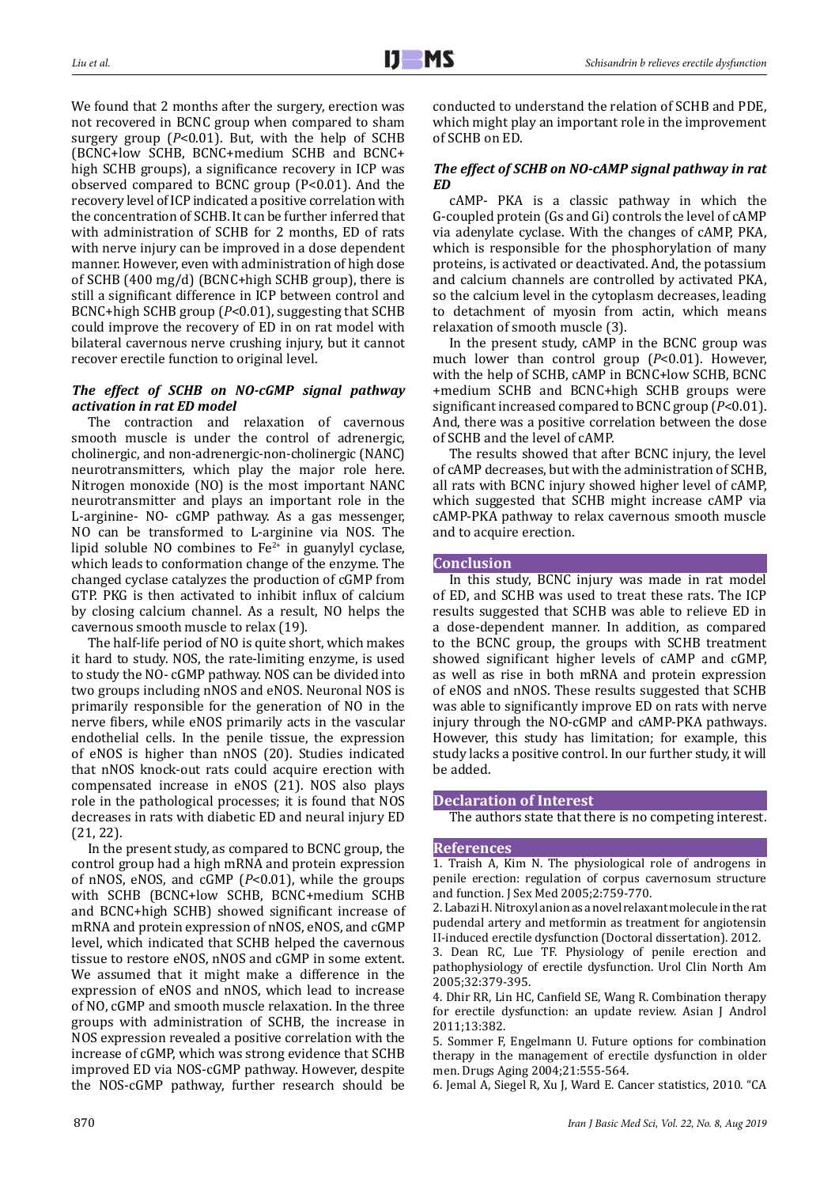We found that 2 months after the surgery, erection was not recovered in BCNC group when compared to sham surgery group ($P$<0.01). But, with the help of SCHB (BCNC+low SCHB, BCNC+medium SCHB and BCNC+ high SCHB groups), a significance recovery in ICP was observed compared to BCNC group (P<0.01). And the recovery level of ICP indicated a positive correlation with the concentration of SCHB. It can be further inferred that with administration of SCHB for 2 months, ED of rats with nerve injury can be improved in a dose dependent manner. However, even with administration of high dose of SCHB (400 mg/d) (BCNC+high SCHB group), there is still a significant difference in ICP between control and BCNC+high SCHB group ($P$<0.01), suggesting that SCHB could improve the recovery of ED in on rat model with bilateral cavernous nerve crushing injury, but it cannot recover erectile function to original level.

### *The effect of SCHB on NO-cGMP signal pathway activation in rat ED model*

The contraction and relaxation of cavernous smooth muscle is under the control of adrenergic, cholinergic, and non-adrenergic-non-cholinergic (NANC) neurotransmitters, which play the major role here. Nitrogen monoxide (NO) is the most important NANC neurotransmitter and plays an important role in the L-arginine- NO- cGMP pathway. As a gas messenger, NO can be transformed to L-arginine via NOS. The lipid soluble NO combines to $Fe^{2+}$ in guanylyl cyclase, which leads to conformation change of the enzyme. The changed cyclase catalyzes the production of cGMP from GTP. PKG is then activated to inhibit influx of calcium by closing calcium channel. As a result, NO helps the cavernous smooth muscle to relax (19).

The half-life period of NO is quite short, which makes it hard to study. NOS, the rate-limiting enzyme, is used to study the NO- cGMP pathway. NOS can be divided into two groups including nNOS and eNOS. Neuronal NOS is primarily responsible for the generation of NO in the nerve fibers, while eNOS primarily acts in the vascular endothelial cells. In the penile tissue, the expression of eNOS is higher than nNOS (20). Studies indicated that nNOS knock-out rats could acquire erection with compensated increase in eNOS (21). NOS also plays role in the pathological processes; it is found that NOS decreases in rats with diabetic ED and neural injury ED (21, 22).

In the present study, as compared to BCNC group, the control group had a high mRNA and protein expression of nNOS, eNOS, and cGMP ($P$<0.01), while the groups with SCHB (BCNC+low SCHB, BCNC+medium SCHB and BCNC+high SCHB) showed significant increase of mRNA and protein expression of nNOS, eNOS, and cGMP level, which indicated that SCHB helped the cavernous tissue to restore eNOS, nNOS and cGMP in some extent. We assumed that it might make a difference in the expression of eNOS and nNOS, which lead to increase of NO, cGMP and smooth muscle relaxation. In the three groups with administration of SCHB, the increase in NOS expression revealed a positive correlation with the increase of cGMP, which was strong evidence that SCHB improved ED via NOS-cGMP pathway. However, despite the NOS-cGMP pathway, further research should be conducted to understand the relation of SCHB and PDE, which might play an important role in the improvement of SCHB on ED.

### *The effect of SCHB on NO-cAMP signal pathway in rat ED*

cAMP- PKA is a classic pathway in which the G-coupled protein (Gs and Gi) controls the level of cAMP via adenylate cyclase. With the changes of cAMP, PKA, which is responsible for the phosphorylation of many proteins, is activated or deactivated. And, the potassium and calcium channels are controlled by activated PKA, so the calcium level in the cytoplasm decreases, leading to detachment of myosin from actin, which means relaxation of smooth muscle (3).

In the present study, cAMP in the BCNC group was much lower than control group ($P$<0.01). However, with the help of SCHB, cAMP in BCNC+low SCHB, BCNC +medium SCHB and BCNC+high SCHB groups were significant increased compared to BCNC group ($P$<0.01). And, there was a positive correlation between the dose of SCHB and the level of cAMP.

The results showed that after BCNC injury, the level of cAMP decreases, but with the administration of SCHB, all rats with BCNC injury showed higher level of cAMP, which suggested that SCHB might increase cAMP via cAMP-PKA pathway to relax cavernous smooth muscle and to acquire erection.

## Conclusion

In this study, BCNC injury was made in rat model of ED, and SCHB was used to treat these rats. The ICP results suggested that SCHB was able to relieve ED in a dose-dependent manner. In addition, as compared to the BCNC group, the groups with SCHB treatment showed significant higher levels of cAMP and cGMP, as well as rise in both mRNA and protein expression of eNOS and nNOS. These results suggested that SCHB was able to significantly improve ED on rats with nerve injury through the NO-cGMP and cAMP-PKA pathways. However, this study has limitation; for example, this study lacks a positive control. In our further study, it will be added.

## Declaration of Interest

The authors state that there is no competing interest.

## References

1. Traish A, Kim N. The physiological role of androgens in penile erection: regulation of corpus cavernosum structure and function. J Sex Med 2005;2:759-770.
2. Labazi H. Nitroxyl anion as a novel relaxant molecule in the rat pudendal artery and metformin as treatment for angiotensin II-induced erectile dysfunction (Doctoral dissertation). 2012.
3. Dean RC, Lue TF. Physiology of penile erection and pathophysiology of erectile dysfunction. Urol Clin North Am 2005;32:379-395.
4. Dhir RR, Lin HC, Canfield SE, Wang R. Combination therapy for erectile dysfunction: an update review. Asian J Androl 2011;13:382.
5. Sommer F, Engelmann U. Future options for combination therapy in the management of erectile dysfunction in older men. Drugs Aging 2004;21:555-564.
6. Jemal A, Siegel R, Xu J, Ward E. Cancer statistics, 2010. "CA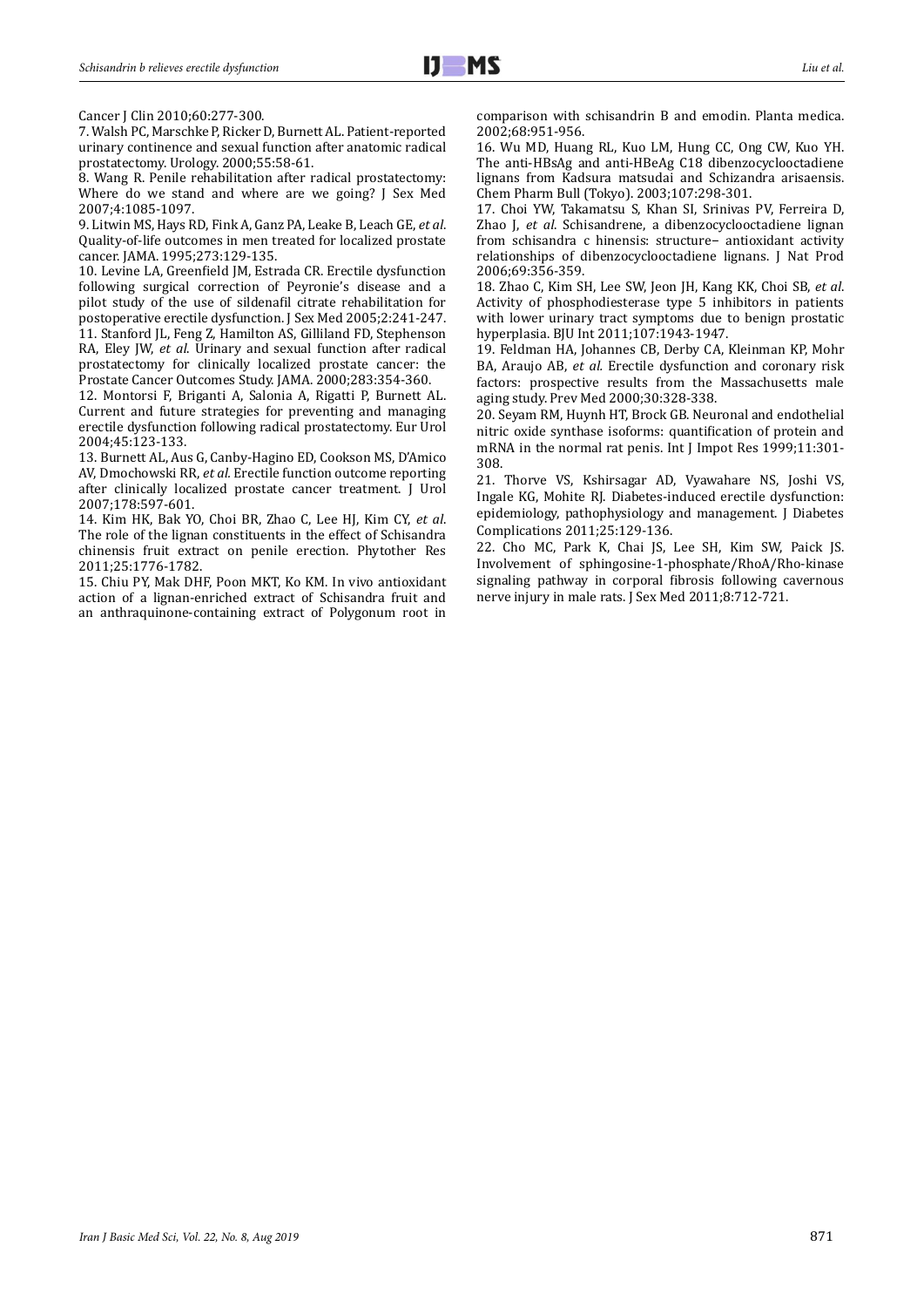Cancer J Clin 2010;60:277-300.

7. Walsh PC, Marschke P, Ricker D, Burnett AL. Patient-reported urinary continence and sexual function after anatomic radical prostatectomy. Urology. 2000;55:58-61.

8. Wang R. Penile rehabilitation after radical prostatectomy: Where do we stand and where are we going? J Sex Med 2007;4:1085-1097.

9. Litwin MS, Hays RD, Fink A, Ganz PA, Leake B, Leach GE, *et al*. Quality-of-life outcomes in men treated for localized prostate cancer. JAMA. 1995;273:129-135.

10. Levine LA, Greenfield JM, Estrada CR. Erectile dysfunction following surgical correction of Peyronie's disease and a pilot study of the use of sildenafil citrate rehabilitation for postoperative erectile dysfunction. J Sex Med 2005;2:241-247.

11. Stanford JL, Feng Z, Hamilton AS, Gilliland FD, Stephenson RA, Eley JW, *et al*. Urinary and sexual function after radical prostatectomy for clinically localized prostate cancer: the Prostate Cancer Outcomes Study. JAMA. 2000;283:354-360.

12. Montorsi F, Briganti A, Salonia A, Rigatti P, Burnett AL. Current and future strategies for preventing and managing erectile dysfunction following radical prostatectomy. Eur Urol 2004;45:123-133.

13. Burnett AL, Aus G, Canby-Hagino ED, Cookson MS, D'Amico AV, Dmochowski RR, *et al*. Erectile function outcome reporting after clinically localized prostate cancer treatment. J Urol 2007;178:597-601.

14. Kim HK, Bak YO, Choi BR, Zhao C, Lee HJ, Kim CY, *et al*. The role of the lignan constituents in the effect of Schisandra chinensis fruit extract on penile erection. Phytother Res 2011;25:1776-1782.

15. Chiu PY, Mak DHF, Poon MKT, Ko KM. In vivo antioxidant action of a lignan-enriched extract of Schisandra fruit and an anthraquinone-containing extract of Polygonum root in comparison with schisandrin B and emodin. Planta medica. 2002;68:951-956.

16. Wu MD, Huang RL, Kuo LM, Hung CC, Ong CW, Kuo YH. The anti-HBsAg and anti-HBeAg C18 dibenzocyclooctadiene lignans from Kadsura matsudai and Schizandra arisaensis. Chem Pharm Bull (Tokyo). 2003;107:298-301.

17. Choi YW, Takamatsu S, Khan SI, Srinivas PV, Ferreira D, Zhao J, *et al*. Schisandrene, a dibenzocyclooctadiene lignan from schisandra c hinensis: structure− antioxidant activity relationships of dibenzocyclooctadiene lignans. J Nat Prod 2006;69:356-359.

18. Zhao C, Kim SH, Lee SW, Jeon JH, Kang KK, Choi SB, *et al*. Activity of phosphodiesterase type 5 inhibitors in patients with lower urinary tract symptoms due to benign prostatic hyperplasia. BJU Int 2011;107:1943-1947.

19. Feldman HA, Johannes CB, Derby CA, Kleinman KP, Mohr BA, Araujo AB, *et al*. Erectile dysfunction and coronary risk factors: prospective results from the Massachusetts male aging study. Prev Med 2000;30:328-338.

20. Seyam RM, Huynh HT, Brock GB. Neuronal and endothelial nitric oxide synthase isoforms: quantification of protein and mRNA in the normal rat penis. Int J Impot Res 1999;11:301-308.

21. Thorve VS, Kshirsagar AD, Vyawahare NS, Joshi VS, Ingale KG, Mohite RJ. Diabetes-induced erectile dysfunction: epidemiology, pathophysiology and management. J Diabetes Complications 2011;25:129-136.

22. Cho MC, Park K, Chai JS, Lee SH, Kim SW, Paick JS. Involvement of sphingosine-1-phosphate/RhoA/Rho-kinase signaling pathway in corporal fibrosis following cavernous nerve injury in male rats. J Sex Med 2011;8:712-721.